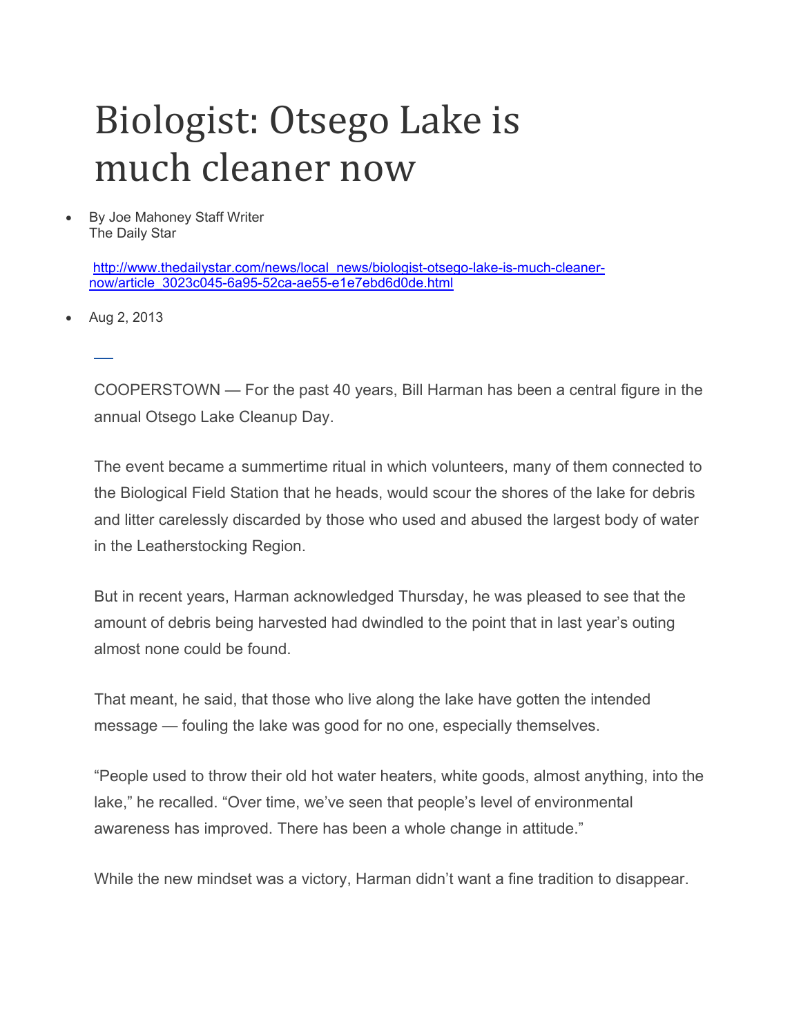# Biologist: Otsego Lake is much cleaner now

- By Joe Mahoney Staff Writer
  The Daily Star

  [http://www.thedailystar.com/news/local_news/biologist-otsego-lake-is-much-cleaner-now/article_3023c045-6a95-52ca-ae55-e1e7ebd6d0de.html](http://www.thedailystar.com/news/local_news/biologist-otsego-lake-is-much-cleaner-now/article_3023c045-6a95-52ca-ae55-e1e7ebd6d0de.html)

- Aug 2, 2013

COOPERSTOWN — For the past 40 years, Bill Harman has been a central figure in the annual Otsego Lake Cleanup Day.

The event became a summertime ritual in which volunteers, many of them connected to the Biological Field Station that he heads, would scour the shores of the lake for debris and litter carelessly discarded by those who used and abused the largest body of water in the Leatherstocking Region.

But in recent years, Harman acknowledged Thursday, he was pleased to see that the amount of debris being harvested had dwindled to the point that in last year's outing almost none could be found.

That meant, he said, that those who live along the lake have gotten the intended message — fouling the lake was good for no one, especially themselves.

"People used to throw their old hot water heaters, white goods, almost anything, into the lake," he recalled. "Over time, we've seen that people's level of environmental awareness has improved. There has been a whole change in attitude."

While the new mindset was a victory, Harman didn't want a fine tradition to disappear.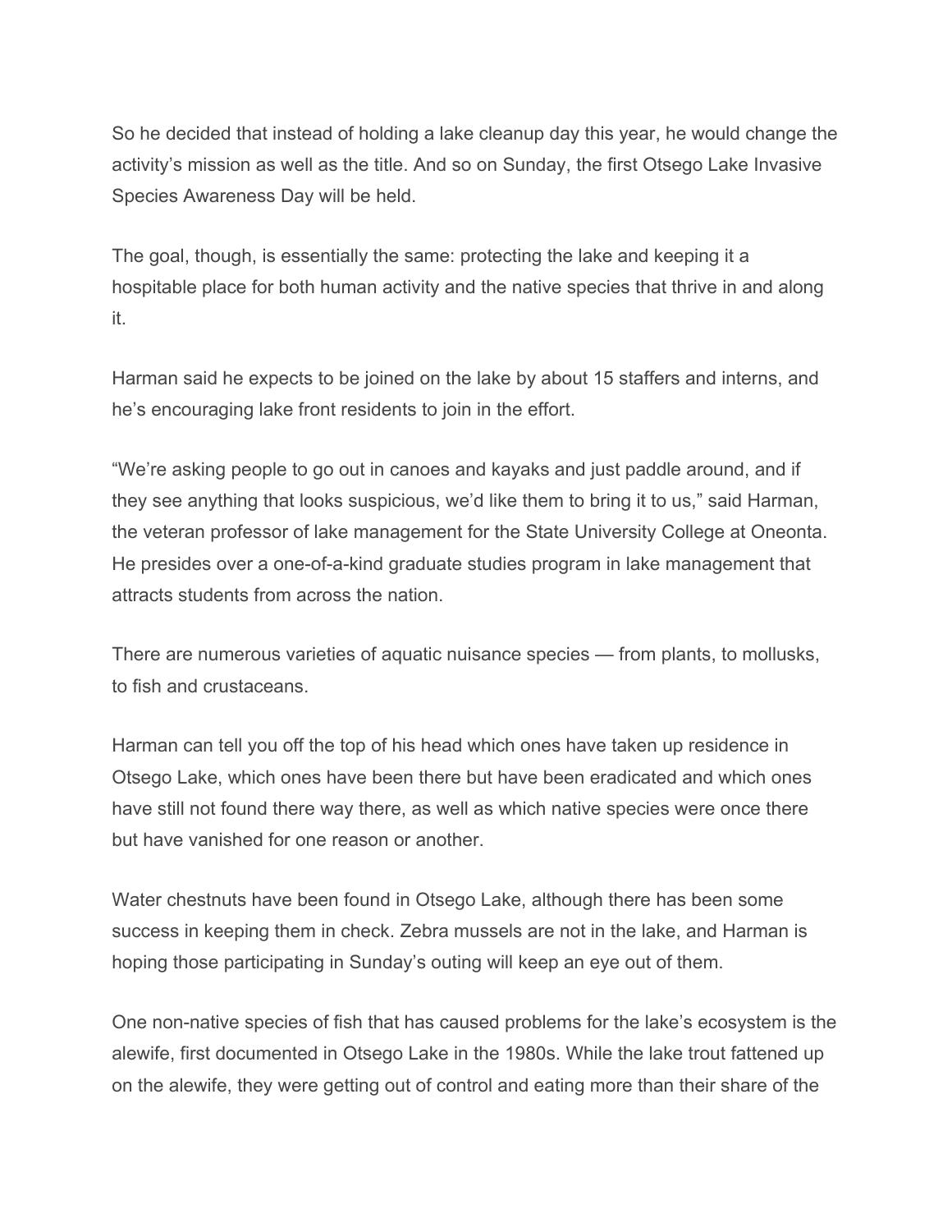So he decided that instead of holding a lake cleanup day this year, he would change the activity's mission as well as the title. And so on Sunday, the first Otsego Lake Invasive Species Awareness Day will be held.

The goal, though, is essentially the same: protecting the lake and keeping it a hospitable place for both human activity and the native species that thrive in and along it.

Harman said he expects to be joined on the lake by about 15 staffers and interns, and he's encouraging lake front residents to join in the effort.

"We're asking people to go out in canoes and kayaks and just paddle around, and if they see anything that looks suspicious, we'd like them to bring it to us," said Harman, the veteran professor of lake management for the State University College at Oneonta. He presides over a one-of-a-kind graduate studies program in lake management that attracts students from across the nation.

There are numerous varieties of aquatic nuisance species — from plants, to mollusks, to fish and crustaceans.

Harman can tell you off the top of his head which ones have taken up residence in Otsego Lake, which ones have been there but have been eradicated and which ones have still not found there way there, as well as which native species were once there but have vanished for one reason or another.

Water chestnuts have been found in Otsego Lake, although there has been some success in keeping them in check. Zebra mussels are not in the lake, and Harman is hoping those participating in Sunday's outing will keep an eye out of them.

One non-native species of fish that has caused problems for the lake's ecosystem is the alewife, first documented in Otsego Lake in the 1980s. While the lake trout fattened up on the alewife, they were getting out of control and eating more than their share of the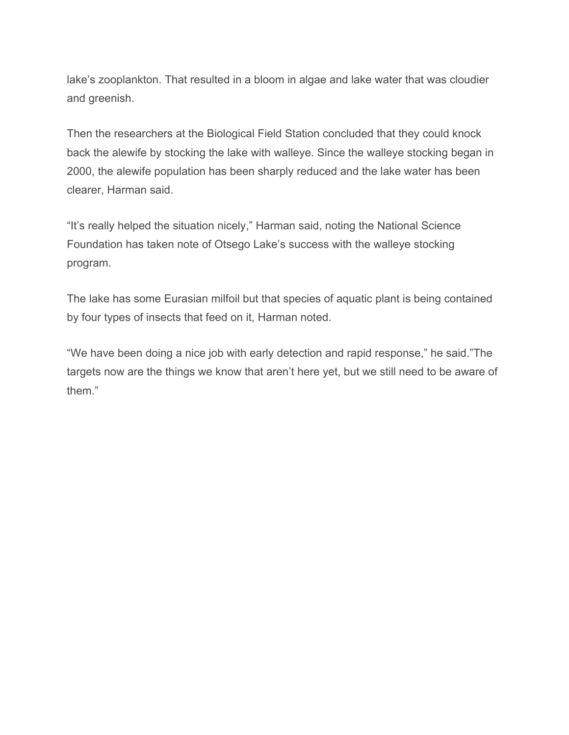lake's zooplankton. That resulted in a bloom in algae and lake water that was cloudier and greenish.

Then the researchers at the Biological Field Station concluded that they could knock back the alewife by stocking the lake with walleye. Since the walleye stocking began in 2000, the alewife population has been sharply reduced and the lake water has been clearer, Harman said.

"It's really helped the situation nicely," Harman said, noting the National Science Foundation has taken note of Otsego Lake's success with the walleye stocking program.

The lake has some Eurasian milfoil but that species of aquatic plant is being contained by four types of insects that feed on it, Harman noted.

"We have been doing a nice job with early detection and rapid response," he said."The targets now are the things we know that aren't here yet, but we still need to be aware of them."